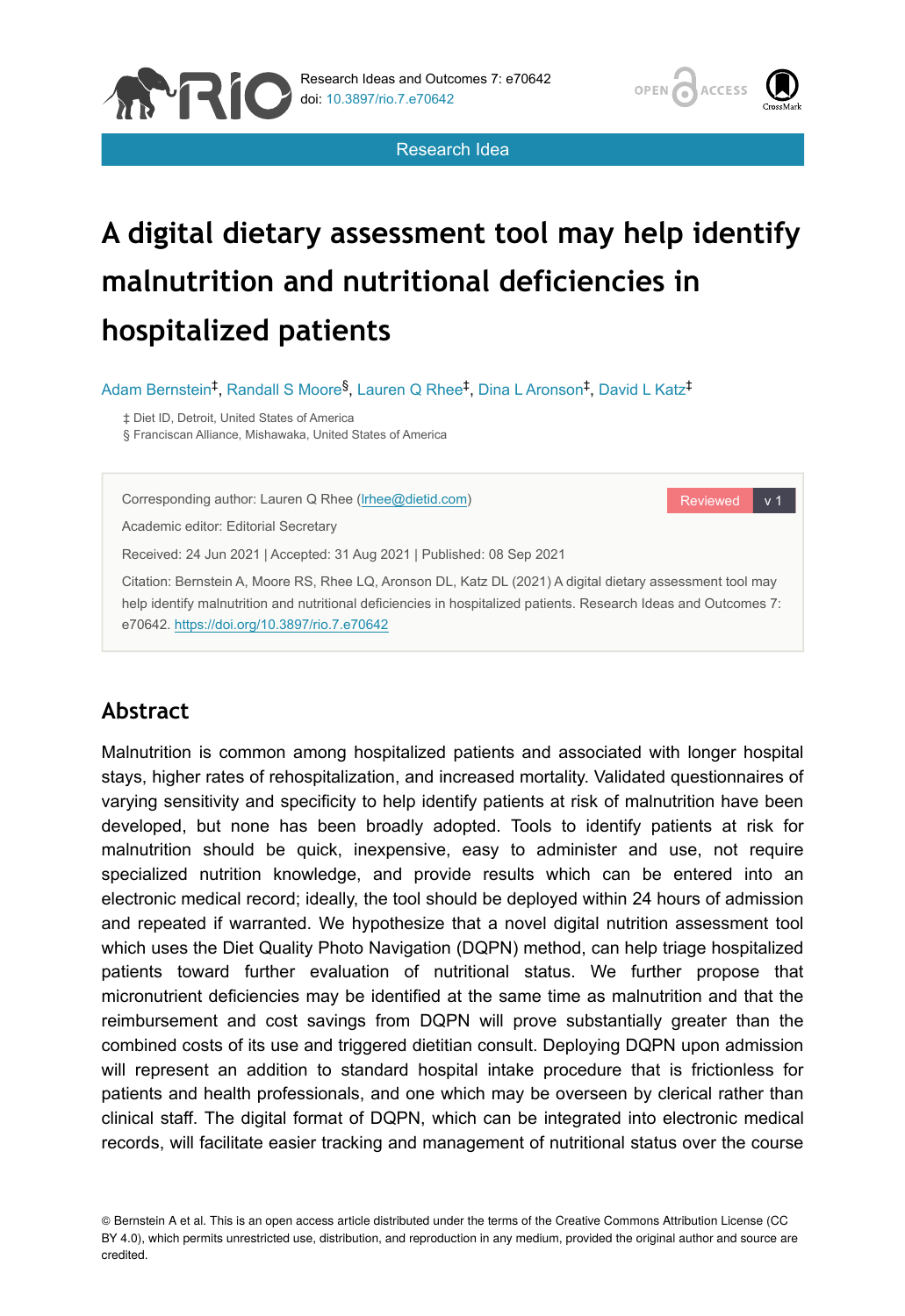Research Idea

# A digital dietary assessment tool may help identify malnutrition and nutritional deficiencies in hospitalized patients

Adam Bernstein[‡], Randall S Moore[§], Lauren Q Rhee[‡], Dina L Aronson[‡], David L Katz[‡]

‡ Diet ID, Detroit, United States of America
§ Franciscan Alliance, Mishawaka, United States of America

Corresponding author: Lauren Q Rhee (lrhee@dietid.com)

Academic editor: Editorial Secretary

Received: 24 Jun 2021 | Accepted: 31 Aug 2021 | Published: 08 Sep 2021

Citation: Bernstein A, Moore RS, Rhee LQ, Aronson DL, Katz DL (2021) A digital dietary assessment tool may help identify malnutrition and nutritional deficiencies in hospitalized patients. Research Ideas and Outcomes 7: e70642. https://doi.org/10.3897/rio.7.e70642

## Abstract

Malnutrition is common among hospitalized patients and associated with longer hospital stays, higher rates of rehospitalization, and increased mortality. Validated questionnaires of varying sensitivity and specificity to help identify patients at risk of malnutrition have been developed, but none has been broadly adopted. Tools to identify patients at risk for malnutrition should be quick, inexpensive, easy to administer and use, not require specialized nutrition knowledge, and provide results which can be entered into an electronic medical record; ideally, the tool should be deployed within 24 hours of admission and repeated if warranted. We hypothesize that a novel digital nutrition assessment tool which uses the Diet Quality Photo Navigation (DQPN) method, can help triage hospitalized patients toward further evaluation of nutritional status. We further propose that micronutrient deficiencies may be identified at the same time as malnutrition and that the reimbursement and cost savings from DQPN will prove substantially greater than the combined costs of its use and triggered dietitian consult. Deploying DQPN upon admission will represent an addition to standard hospital intake procedure that is frictionless for patients and health professionals, and one which may be overseen by clerical rather than clinical staff. The digital format of DQPN, which can be integrated into electronic medical records, will facilitate easier tracking and management of nutritional status over the course

© Bernstein A et al. This is an open access article distributed under the terms of the Creative Commons Attribution License (CC BY 4.0), which permits unrestricted use, distribution, and reproduction in any medium, provided the original author and source are credited.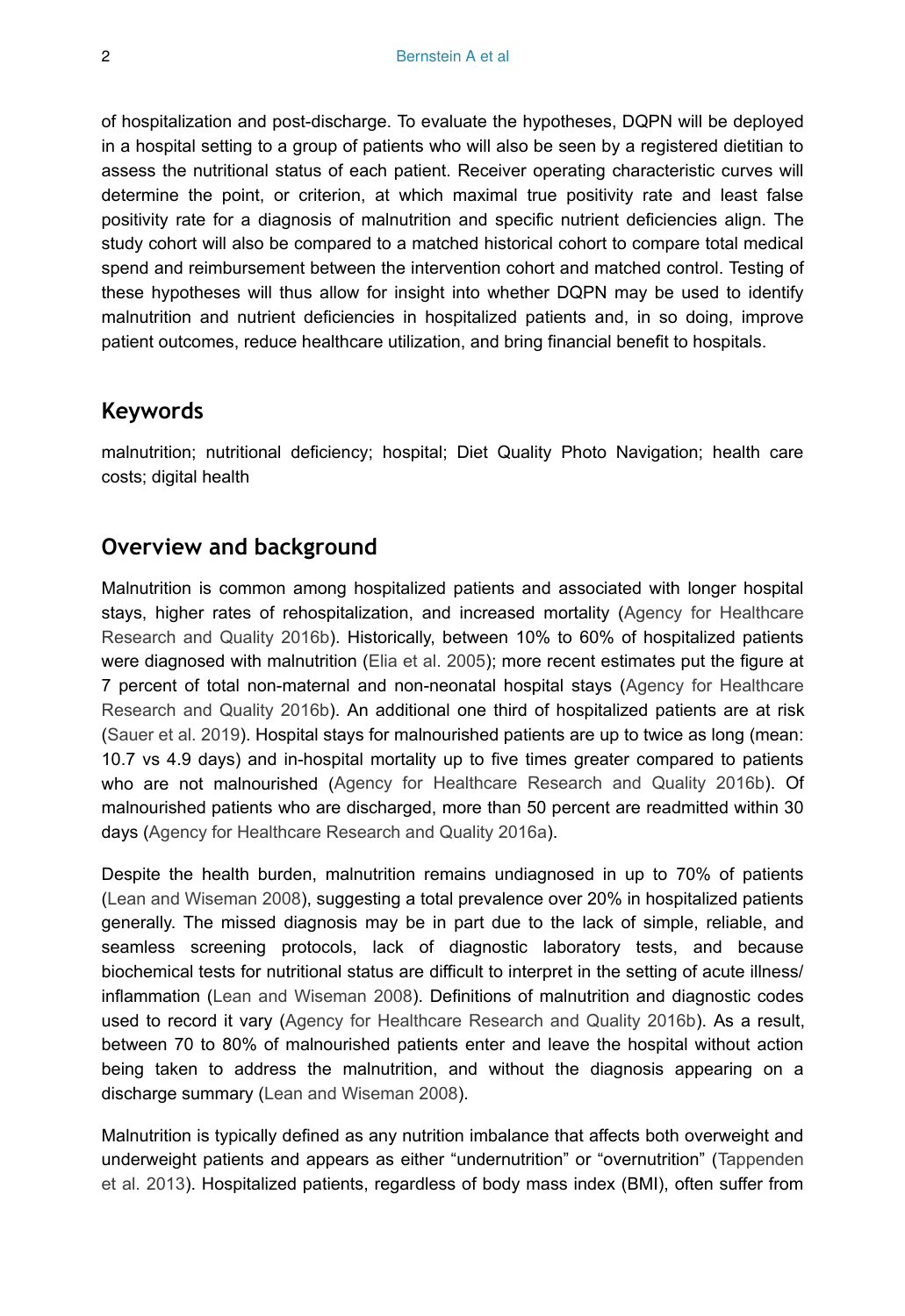of hospitalization and post-discharge. To evaluate the hypotheses, DQPN will be deployed in a hospital setting to a group of patients who will also be seen by a registered dietitian to assess the nutritional status of each patient. Receiver operating characteristic curves will determine the point, or criterion, at which maximal true positivity rate and least false positivity rate for a diagnosis of malnutrition and specific nutrient deficiencies align. The study cohort will also be compared to a matched historical cohort to compare total medical spend and reimbursement between the intervention cohort and matched control. Testing of these hypotheses will thus allow for insight into whether DQPN may be used to identify malnutrition and nutrient deficiencies in hospitalized patients and, in so doing, improve patient outcomes, reduce healthcare utilization, and bring financial benefit to hospitals.

## Keywords

malnutrition; nutritional deficiency; hospital; Diet Quality Photo Navigation; health care costs; digital health

## Overview and background

Malnutrition is common among hospitalized patients and associated with longer hospital stays, higher rates of rehospitalization, and increased mortality (Agency for Healthcare Research and Quality 2016b). Historically, between 10% to 60% of hospitalized patients were diagnosed with malnutrition (Elia et al. 2005); more recent estimates put the figure at 7 percent of total non-maternal and non-neonatal hospital stays (Agency for Healthcare Research and Quality 2016b). An additional one third of hospitalized patients are at risk (Sauer et al. 2019). Hospital stays for malnourished patients are up to twice as long (mean: 10.7 vs 4.9 days) and in-hospital mortality up to five times greater compared to patients who are not malnourished (Agency for Healthcare Research and Quality 2016b). Of malnourished patients who are discharged, more than 50 percent are readmitted within 30 days (Agency for Healthcare Research and Quality 2016a).

Despite the health burden, malnutrition remains undiagnosed in up to 70% of patients (Lean and Wiseman 2008), suggesting a total prevalence over 20% in hospitalized patients generally. The missed diagnosis may be in part due to the lack of simple, reliable, and seamless screening protocols, lack of diagnostic laboratory tests, and because biochemical tests for nutritional status are difficult to interpret in the setting of acute illness/ inflammation (Lean and Wiseman 2008). Definitions of malnutrition and diagnostic codes used to record it vary (Agency for Healthcare Research and Quality 2016b). As a result, between 70 to 80% of malnourished patients enter and leave the hospital without action being taken to address the malnutrition, and without the diagnosis appearing on a discharge summary (Lean and Wiseman 2008).

Malnutrition is typically defined as any nutrition imbalance that affects both overweight and underweight patients and appears as either "undernutrition" or "overnutrition" (Tappenden et al. 2013). Hospitalized patients, regardless of body mass index (BMI), often suffer from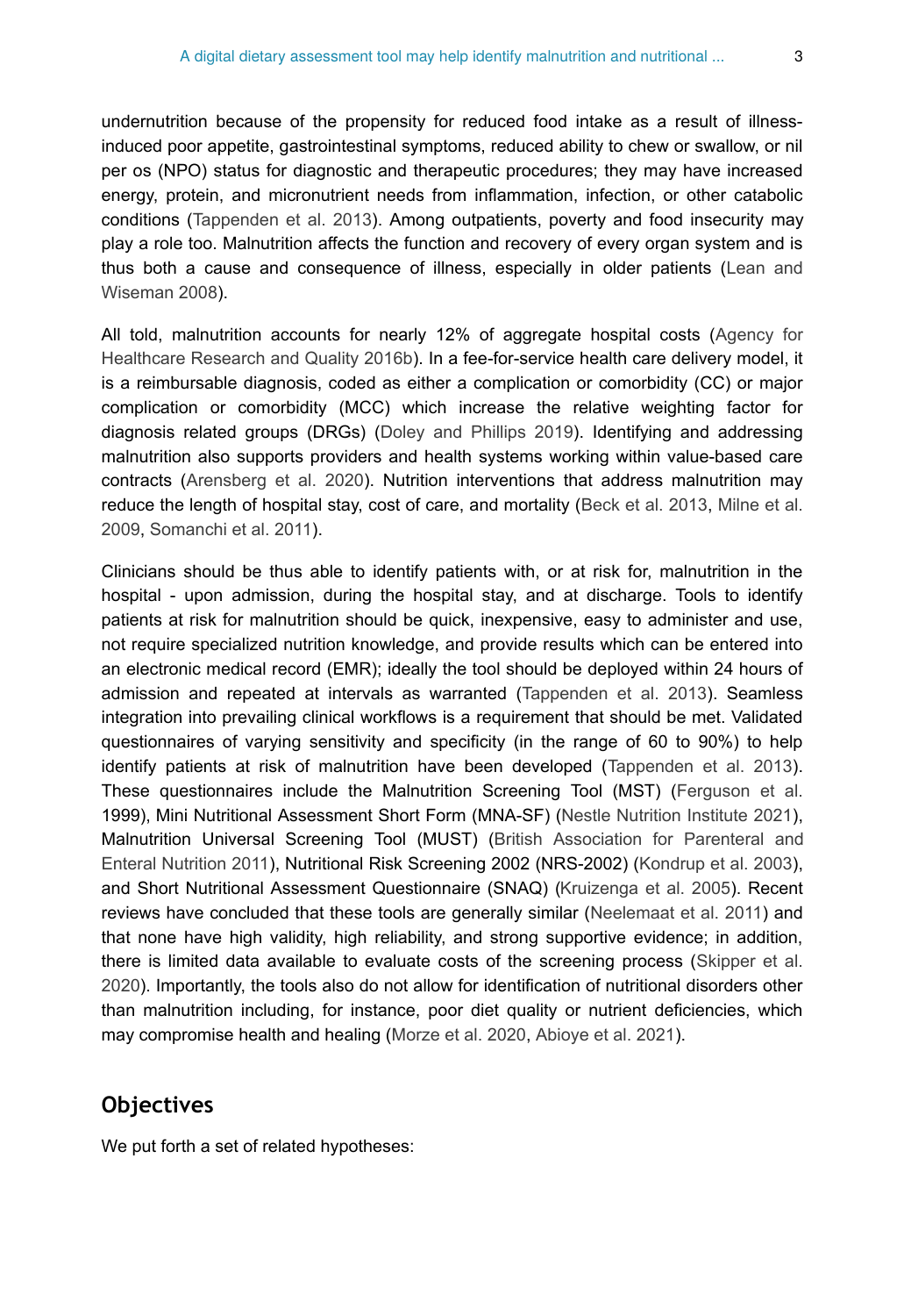undernutrition because of the propensity for reduced food intake as a result of illness-induced poor appetite, gastrointestinal symptoms, reduced ability to chew or swallow, or nil per os (NPO) status for diagnostic and therapeutic procedures; they may have increased energy, protein, and micronutrient needs from inflammation, infection, or other catabolic conditions (Tappenden et al. 2013). Among outpatients, poverty and food insecurity may play a role too. Malnutrition affects the function and recovery of every organ system and is thus both a cause and consequence of illness, especially in older patients (Lean and Wiseman 2008).

All told, malnutrition accounts for nearly 12% of aggregate hospital costs (Agency for Healthcare Research and Quality 2016b). In a fee-for-service health care delivery model, it is a reimbursable diagnosis, coded as either a complication or comorbidity (CC) or major complication or comorbidity (MCC) which increase the relative weighting factor for diagnosis related groups (DRGs) (Doley and Phillips 2019). Identifying and addressing malnutrition also supports providers and health systems working within value-based care contracts (Arensberg et al. 2020). Nutrition interventions that address malnutrition may reduce the length of hospital stay, cost of care, and mortality (Beck et al. 2013, Milne et al. 2009, Somanchi et al. 2011).

Clinicians should be thus able to identify patients with, or at risk for, malnutrition in the hospital - upon admission, during the hospital stay, and at discharge. Tools to identify patients at risk for malnutrition should be quick, inexpensive, easy to administer and use, not require specialized nutrition knowledge, and provide results which can be entered into an electronic medical record (EMR); ideally the tool should be deployed within 24 hours of admission and repeated at intervals as warranted (Tappenden et al. 2013). Seamless integration into prevailing clinical workflows is a requirement that should be met. Validated questionnaires of varying sensitivity and specificity (in the range of 60 to 90%) to help identify patients at risk of malnutrition have been developed (Tappenden et al. 2013). These questionnaires include the Malnutrition Screening Tool (MST) (Ferguson et al. 1999), Mini Nutritional Assessment Short Form (MNA-SF) (Nestle Nutrition Institute 2021), Malnutrition Universal Screening Tool (MUST) (British Association for Parenteral and Enteral Nutrition 2011), Nutritional Risk Screening 2002 (NRS-2002) (Kondrup et al. 2003), and Short Nutritional Assessment Questionnaire (SNAQ) (Kruizenga et al. 2005). Recent reviews have concluded that these tools are generally similar (Neelemaat et al. 2011) and that none have high validity, high reliability, and strong supportive evidence; in addition, there is limited data available to evaluate costs of the screening process (Skipper et al. 2020). Importantly, the tools also do not allow for identification of nutritional disorders other than malnutrition including, for instance, poor diet quality or nutrient deficiencies, which may compromise health and healing (Morze et al. 2020, Abioye et al. 2021).

## Objectives

We put forth a set of related hypotheses: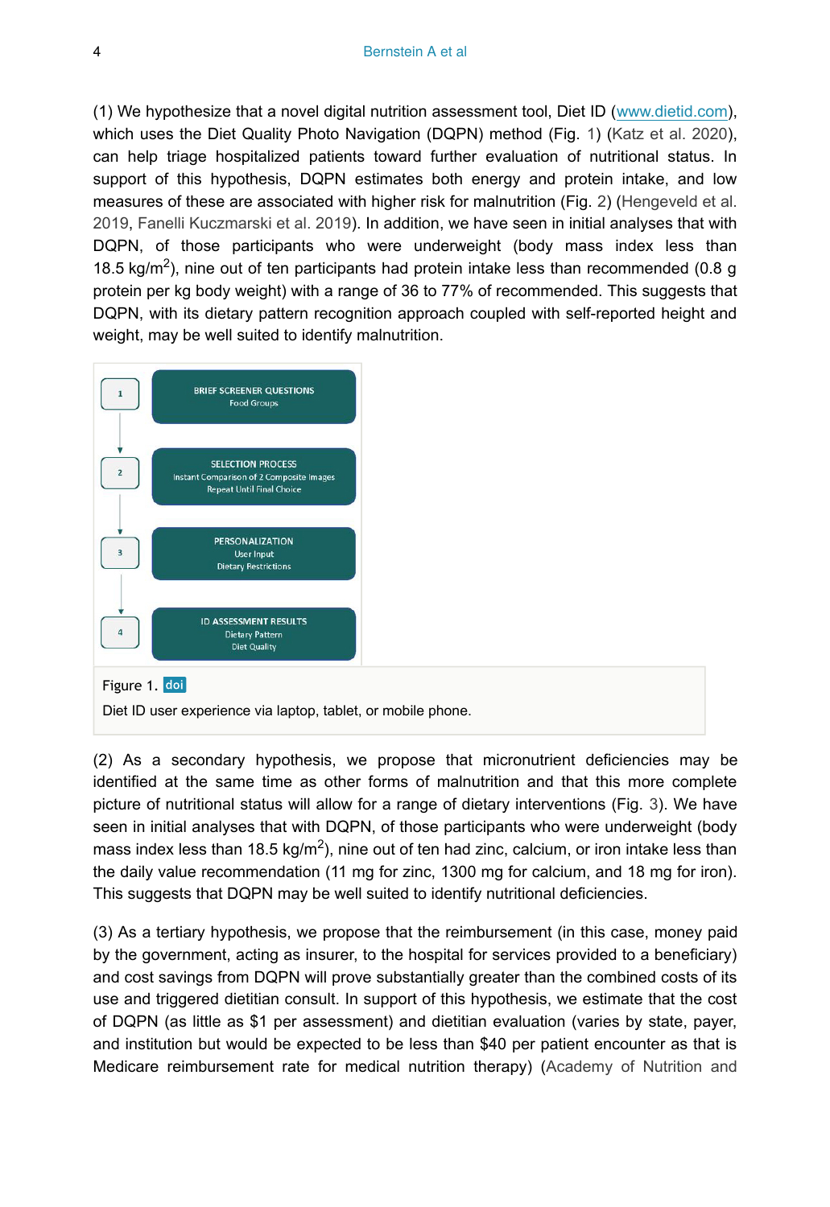(1) We hypothesize that a novel digital nutrition assessment tool, Diet ID (www.dietid.com), which uses the Diet Quality Photo Navigation (DQPN) method (Fig. 1) (Katz et al. 2020), can help triage hospitalized patients toward further evaluation of nutritional status. In support of this hypothesis, DQPN estimates both energy and protein intake, and low measures of these are associated with higher risk for malnutrition (Fig. 2) (Hengeveld et al. 2019, Fanelli Kuczmarski et al. 2019). In addition, we have seen in initial analyses that with DQPN, of those participants who were underweight (body mass index less than 18.5 kg/m$^2$), nine out of ten participants had protein intake less than recommended (0.8 g protein per kg body weight) with a range of 36 to 77% of recommended. This suggests that DQPN, with its dietary pattern recognition approach coupled with self-reported height and weight, may be well suited to identify malnutrition.

1 → BRIEF SCREENER QUESTIONS
Food Groups

2 → SELECTION PROCESS
Instant Comparison of 2 Composite Images
Repeat Until Final Choice

3 → PERSONALIZATION
User Input
Dietary Restrictions

4 → ID ASSESSMENT RESULTS
Dietary Pattern
Diet Quality

Figure 1. doi

Diet ID user experience via laptop, tablet, or mobile phone.

(2) As a secondary hypothesis, we propose that micronutrient deficiencies may be identified at the same time as other forms of malnutrition and that this more complete picture of nutritional status will allow for a range of dietary interventions (Fig. 3). We have seen in initial analyses that with DQPN, of those participants who were underweight (body mass index less than 18.5 kg/m$^2$), nine out of ten had zinc, calcium, or iron intake less than the daily value recommendation (11 mg for zinc, 1300 mg for calcium, and 18 mg for iron). This suggests that DQPN may be well suited to identify nutritional deficiencies.

(3) As a tertiary hypothesis, we propose that the reimbursement (in this case, money paid by the government, acting as insurer, to the hospital for services provided to a beneficiary) and cost savings from DQPN will prove substantially greater than the combined costs of its use and triggered dietitian consult. In support of this hypothesis, we estimate that the cost of DQPN (as little as $1 per assessment) and dietitian evaluation (varies by state, payer, and institution but would be expected to be less than $40 per patient encounter as that is Medicare reimbursement rate for medical nutrition therapy) (Academy of Nutrition and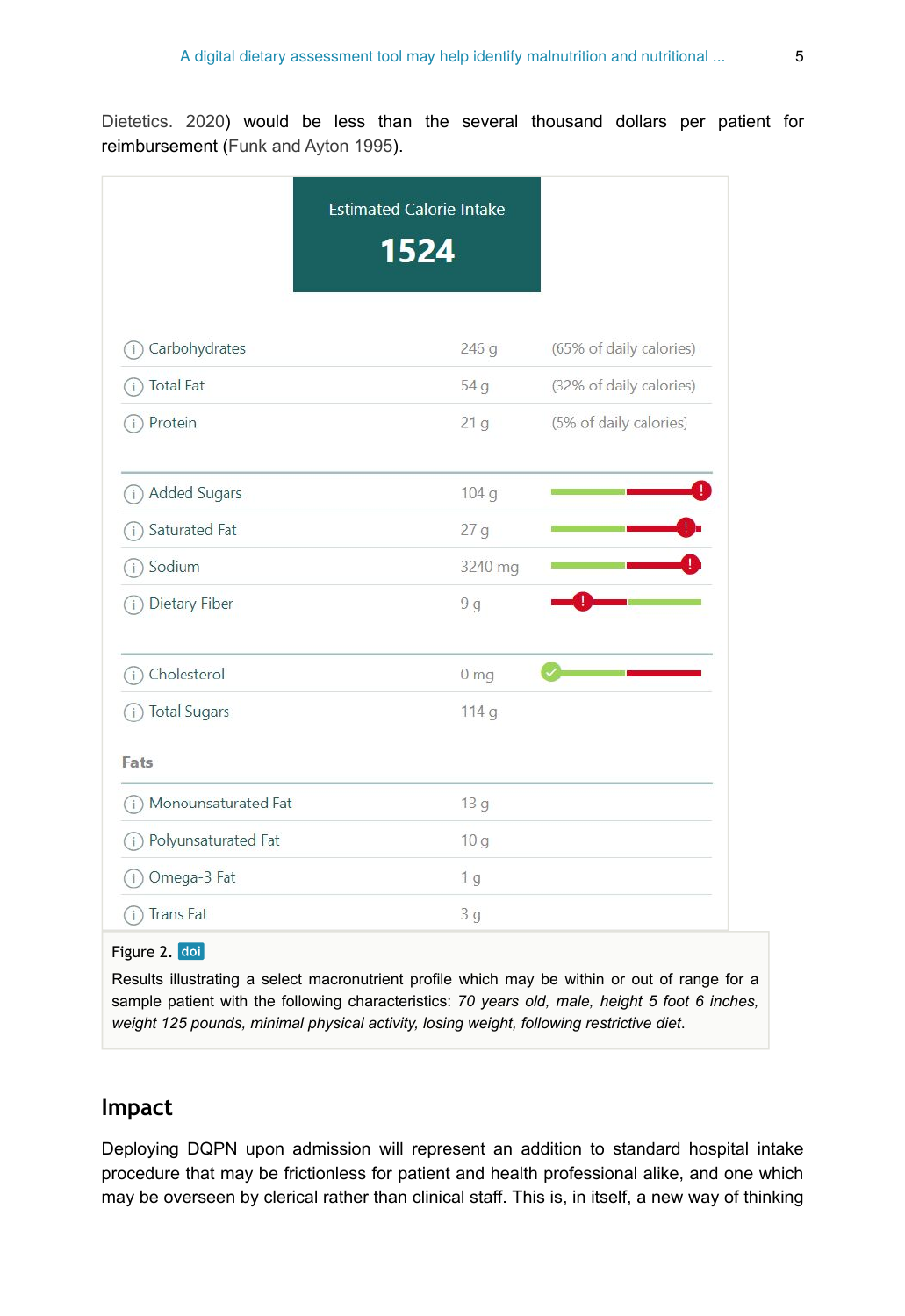Dietetics. 2020) would be less than the several thousand dollars per patient for reimbursement (Funk and Ayton 1995).

**Estimated Calorie Intake**

**1524**

| Nutrient | Amount | |
|---|---|---|
| Carbohydrates | 246 g | (65% of daily calories) |
| Total Fat | 54 g | (32% of daily calories) |
| Protein | 21 g | (5% of daily calories) |
| Added Sugars | 104 g | ! |
| Saturated Fat | 27 g | ! |
| Sodium | 3240 mg | ! |
| Dietary Fiber | 9 g | ! |
| Cholesterol | 0 mg | ✓ |
| Total Sugars | 114 g | |

**Fats**

| Nutrient | Amount |
|---|---|
| Monounsaturated Fat | 13 g |
| Polyunsaturated Fat | 10 g |
| Omega-3 Fat | 1 g |
| Trans Fat | 3 g |

Figure 2. doi

Results illustrating a select macronutrient profile which may be within or out of range for a sample patient with the following characteristics: *70 years old, male, height 5 foot 6 inches, weight 125 pounds, minimal physical activity, losing weight, following restrictive diet*.

## Impact

Deploying DQPN upon admission will represent an addition to standard hospital intake procedure that may be frictionless for patient and health professional alike, and one which may be overseen by clerical rather than clinical staff. This is, in itself, a new way of thinking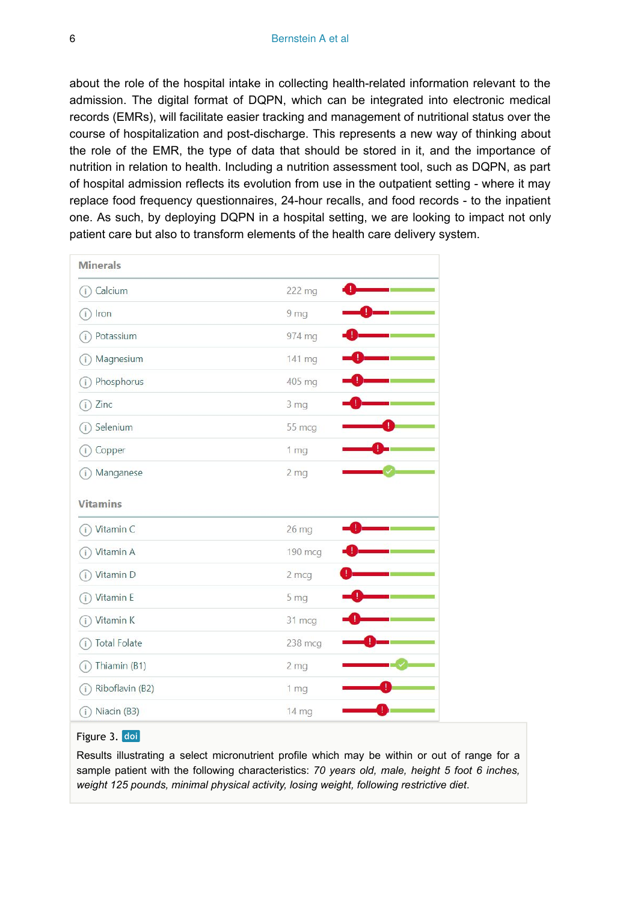about the role of the hospital intake in collecting health-related information relevant to the admission. The digital format of DQPN, which can be integrated into electronic medical records (EMRs), will facilitate easier tracking and management of nutritional status over the course of hospitalization and post-discharge. This represents a new way of thinking about the role of the EMR, the type of data that should be stored in it, and the importance of nutrition in relation to health. Including a nutrition assessment tool, such as DQPN, as part of hospital admission reflects its evolution from use in the outpatient setting - where it may replace food frequency questionnaires, 24-hour recalls, and food records - to the inpatient one. As such, by deploying DQPN in a hospital setting, we are looking to impact not only patient care but also to transform elements of the health care delivery system.

| Minerals | |
|---|---|
| Calcium | 222 mg |
| Iron | 9 mg |
| Potassium | 974 mg |
| Magnesium | 141 mg |
| Phosphorus | 405 mg |
| Zinc | 3 mg |
| Selenium | 55 mcg |
| Copper | 1 mg |
| Manganese | 2 mg |

| Vitamins | |
|---|---|
| Vitamin C | 26 mg |
| Vitamin A | 190 mcg |
| Vitamin D | 2 mcg |
| Vitamin E | 5 mg |
| Vitamin K | 31 mcg |
| Total Folate | 238 mcg |
| Thiamin (B1) | 2 mg |
| Riboflavin (B2) | 1 mg |
| Niacin (B3) | 14 mg |

Figure 3. doi

Results illustrating a select micronutrient profile which may be within or out of range for a sample patient with the following characteristics: *70 years old, male, height 5 foot 6 inches, weight 125 pounds, minimal physical activity, losing weight, following restrictive diet*.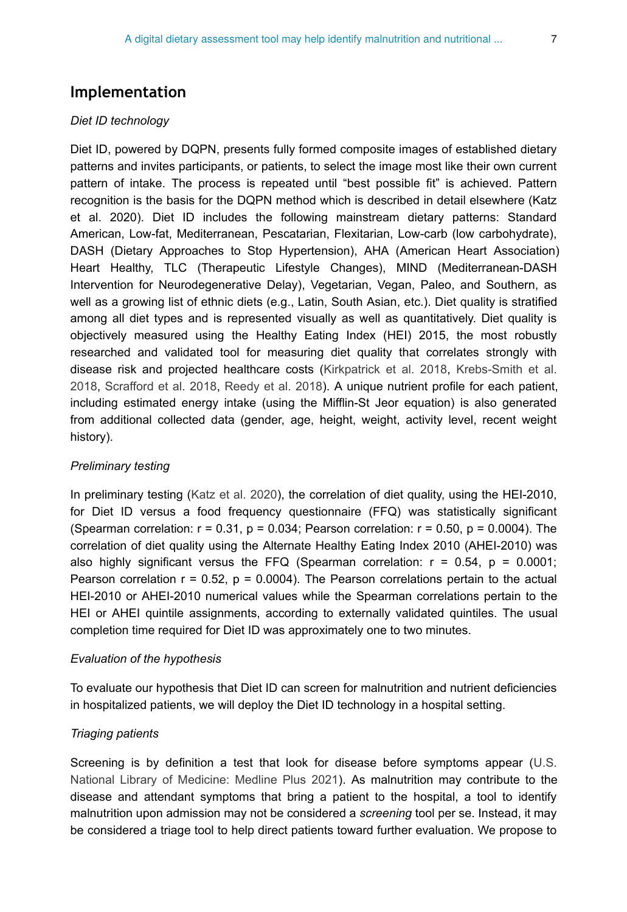## Implementation

*Diet ID technology*

Diet ID, powered by DQPN, presents fully formed composite images of established dietary patterns and invites participants, or patients, to select the image most like their own current pattern of intake. The process is repeated until "best possible fit" is achieved. Pattern recognition is the basis for the DQPN method which is described in detail elsewhere (Katz et al. 2020). Diet ID includes the following mainstream dietary patterns: Standard American, Low-fat, Mediterranean, Pescatarian, Flexitarian, Low-carb (low carbohydrate), DASH (Dietary Approaches to Stop Hypertension), AHA (American Heart Association) Heart Healthy, TLC (Therapeutic Lifestyle Changes), MIND (Mediterranean-DASH Intervention for Neurodegenerative Delay), Vegetarian, Vegan, Paleo, and Southern, as well as a growing list of ethnic diets (e.g., Latin, South Asian, etc.). Diet quality is stratified among all diet types and is represented visually as well as quantitatively. Diet quality is objectively measured using the Healthy Eating Index (HEI) 2015, the most robustly researched and validated tool for measuring diet quality that correlates strongly with disease risk and projected healthcare costs (Kirkpatrick et al. 2018, Krebs-Smith et al. 2018, Scrafford et al. 2018, Reedy et al. 2018). A unique nutrient profile for each patient, including estimated energy intake (using the Mifflin-St Jeor equation) is also generated from additional collected data (gender, age, height, weight, activity level, recent weight history).

*Preliminary testing*

In preliminary testing (Katz et al. 2020), the correlation of diet quality, using the HEI-2010, for Diet ID versus a food frequency questionnaire (FFQ) was statistically significant (Spearman correlation: $r = 0.31$, $p = 0.034$; Pearson correlation: $r = 0.50$, $p = 0.0004$). The correlation of diet quality using the Alternate Healthy Eating Index 2010 (AHEI-2010) was also highly significant versus the FFQ (Spearman correlation: $r = 0.54$, $p = 0.0001$; Pearson correlation $r = 0.52$, $p = 0.0004$). The Pearson correlations pertain to the actual HEI-2010 or AHEI-2010 numerical values while the Spearman correlations pertain to the HEI or AHEI quintile assignments, according to externally validated quintiles. The usual completion time required for Diet ID was approximately one to two minutes.

*Evaluation of the hypothesis*

To evaluate our hypothesis that Diet ID can screen for malnutrition and nutrient deficiencies in hospitalized patients, we will deploy the Diet ID technology in a hospital setting.

*Triaging patients*

Screening is by definition a test that look for disease before symptoms appear (U.S. National Library of Medicine: Medline Plus 2021). As malnutrition may contribute to the disease and attendant symptoms that bring a patient to the hospital, a tool to identify malnutrition upon admission may not be considered a *screening* tool per se. Instead, it may be considered a triage tool to help direct patients toward further evaluation. We propose to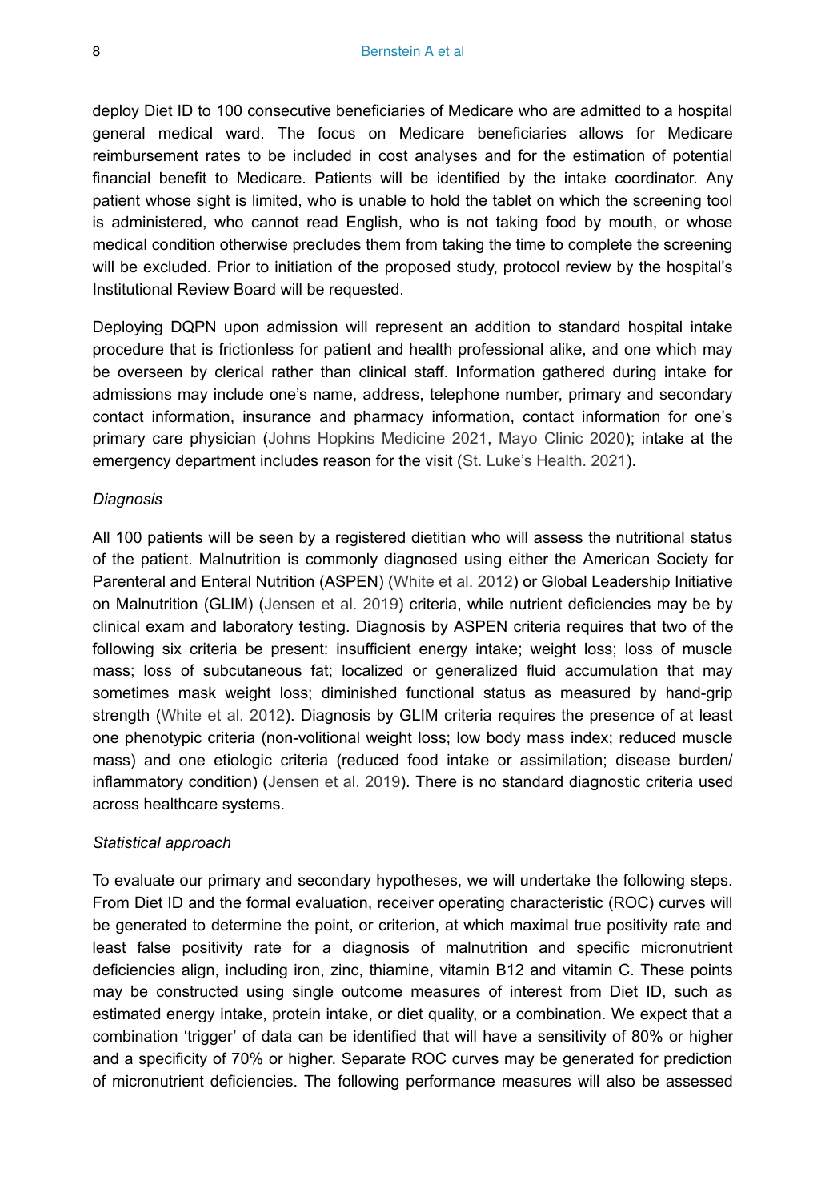deploy Diet ID to 100 consecutive beneficiaries of Medicare who are admitted to a hospital general medical ward. The focus on Medicare beneficiaries allows for Medicare reimbursement rates to be included in cost analyses and for the estimation of potential financial benefit to Medicare. Patients will be identified by the intake coordinator. Any patient whose sight is limited, who is unable to hold the tablet on which the screening tool is administered, who cannot read English, who is not taking food by mouth, or whose medical condition otherwise precludes them from taking the time to complete the screening will be excluded. Prior to initiation of the proposed study, protocol review by the hospital's Institutional Review Board will be requested.

Deploying DQPN upon admission will represent an addition to standard hospital intake procedure that is frictionless for patient and health professional alike, and one which may be overseen by clerical rather than clinical staff. Information gathered during intake for admissions may include one's name, address, telephone number, primary and secondary contact information, insurance and pharmacy information, contact information for one's primary care physician (Johns Hopkins Medicine 2021, Mayo Clinic 2020); intake at the emergency department includes reason for the visit (St. Luke's Health. 2021).

*Diagnosis*

All 100 patients will be seen by a registered dietitian who will assess the nutritional status of the patient. Malnutrition is commonly diagnosed using either the American Society for Parenteral and Enteral Nutrition (ASPEN) (White et al. 2012) or Global Leadership Initiative on Malnutrition (GLIM) (Jensen et al. 2019) criteria, while nutrient deficiencies may be by clinical exam and laboratory testing. Diagnosis by ASPEN criteria requires that two of the following six criteria be present: insufficient energy intake; weight loss; loss of muscle mass; loss of subcutaneous fat; localized or generalized fluid accumulation that may sometimes mask weight loss; diminished functional status as measured by hand-grip strength (White et al. 2012). Diagnosis by GLIM criteria requires the presence of at least one phenotypic criteria (non-volitional weight loss; low body mass index; reduced muscle mass) and one etiologic criteria (reduced food intake or assimilation; disease burden/ inflammatory condition) (Jensen et al. 2019). There is no standard diagnostic criteria used across healthcare systems.

*Statistical approach*

To evaluate our primary and secondary hypotheses, we will undertake the following steps. From Diet ID and the formal evaluation, receiver operating characteristic (ROC) curves will be generated to determine the point, or criterion, at which maximal true positivity rate and least false positivity rate for a diagnosis of malnutrition and specific micronutrient deficiencies align, including iron, zinc, thiamine, vitamin B12 and vitamin C. These points may be constructed using single outcome measures of interest from Diet ID, such as estimated energy intake, protein intake, or diet quality, or a combination. We expect that a combination 'trigger' of data can be identified that will have a sensitivity of 80% or higher and a specificity of 70% or higher. Separate ROC curves may be generated for prediction of micronutrient deficiencies. The following performance measures will also be assessed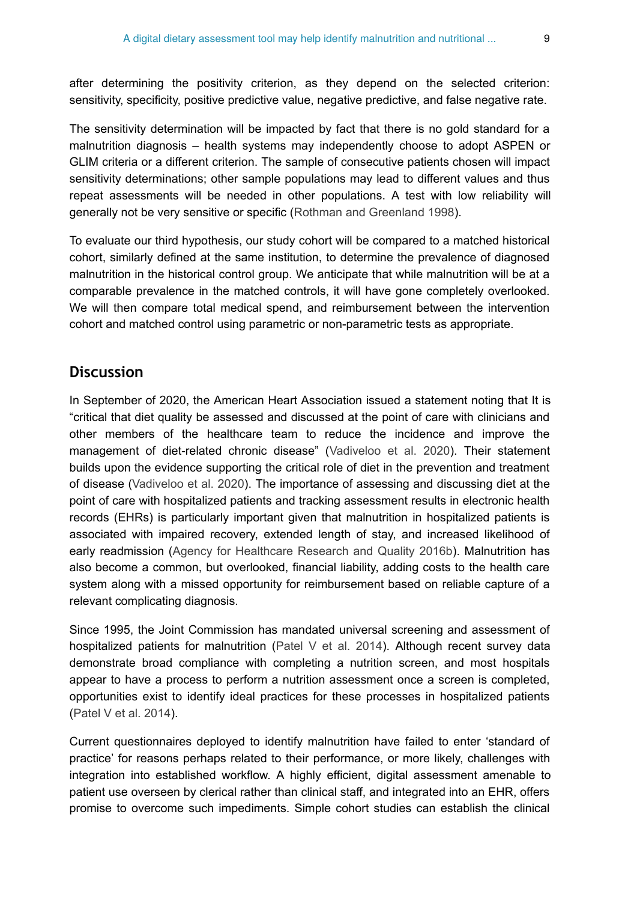after determining the positivity criterion, as they depend on the selected criterion: sensitivity, specificity, positive predictive value, negative predictive, and false negative rate.

The sensitivity determination will be impacted by fact that there is no gold standard for a malnutrition diagnosis – health systems may independently choose to adopt ASPEN or GLIM criteria or a different criterion. The sample of consecutive patients chosen will impact sensitivity determinations; other sample populations may lead to different values and thus repeat assessments will be needed in other populations. A test with low reliability will generally not be very sensitive or specific (Rothman and Greenland 1998).

To evaluate our third hypothesis, our study cohort will be compared to a matched historical cohort, similarly defined at the same institution, to determine the prevalence of diagnosed malnutrition in the historical control group. We anticipate that while malnutrition will be at a comparable prevalence in the matched controls, it will have gone completely overlooked. We will then compare total medical spend, and reimbursement between the intervention cohort and matched control using parametric or non-parametric tests as appropriate.

## Discussion

In September of 2020, the American Heart Association issued a statement noting that It is "critical that diet quality be assessed and discussed at the point of care with clinicians and other members of the healthcare team to reduce the incidence and improve the management of diet-related chronic disease" (Vadiveloo et al. 2020). Their statement builds upon the evidence supporting the critical role of diet in the prevention and treatment of disease (Vadiveloo et al. 2020). The importance of assessing and discussing diet at the point of care with hospitalized patients and tracking assessment results in electronic health records (EHRs) is particularly important given that malnutrition in hospitalized patients is associated with impaired recovery, extended length of stay, and increased likelihood of early readmission (Agency for Healthcare Research and Quality 2016b). Malnutrition has also become a common, but overlooked, financial liability, adding costs to the health care system along with a missed opportunity for reimbursement based on reliable capture of a relevant complicating diagnosis.

Since 1995, the Joint Commission has mandated universal screening and assessment of hospitalized patients for malnutrition (Patel V et al. 2014). Although recent survey data demonstrate broad compliance with completing a nutrition screen, and most hospitals appear to have a process to perform a nutrition assessment once a screen is completed, opportunities exist to identify ideal practices for these processes in hospitalized patients (Patel V et al. 2014).

Current questionnaires deployed to identify malnutrition have failed to enter 'standard of practice' for reasons perhaps related to their performance, or more likely, challenges with integration into established workflow. A highly efficient, digital assessment amenable to patient use overseen by clerical rather than clinical staff, and integrated into an EHR, offers promise to overcome such impediments. Simple cohort studies can establish the clinical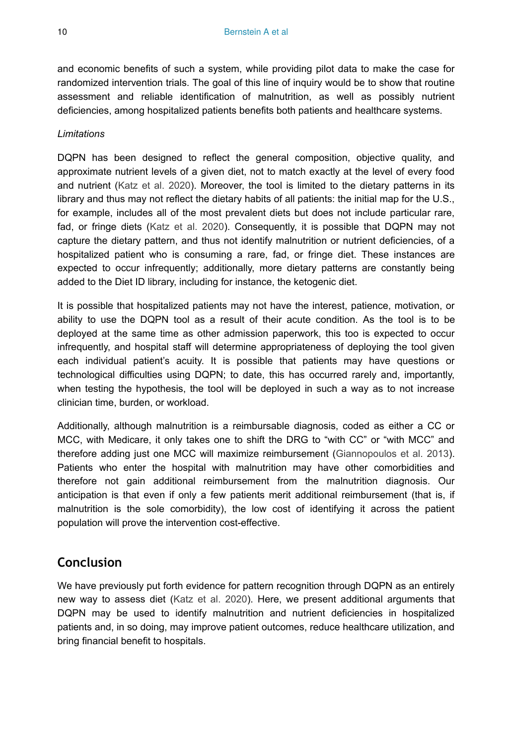and economic benefits of such a system, while providing pilot data to make the case for randomized intervention trials. The goal of this line of inquiry would be to show that routine assessment and reliable identification of malnutrition, as well as possibly nutrient deficiencies, among hospitalized patients benefits both patients and healthcare systems.

### *Limitations*

DQPN has been designed to reflect the general composition, objective quality, and approximate nutrient levels of a given diet, not to match exactly at the level of every food and nutrient (Katz et al. 2020). Moreover, the tool is limited to the dietary patterns in its library and thus may not reflect the dietary habits of all patients: the initial map for the U.S., for example, includes all of the most prevalent diets but does not include particular rare, fad, or fringe diets (Katz et al. 2020). Consequently, it is possible that DQPN may not capture the dietary pattern, and thus not identify malnutrition or nutrient deficiencies, of a hospitalized patient who is consuming a rare, fad, or fringe diet. These instances are expected to occur infrequently; additionally, more dietary patterns are constantly being added to the Diet ID library, including for instance, the ketogenic diet.

It is possible that hospitalized patients may not have the interest, patience, motivation, or ability to use the DQPN tool as a result of their acute condition. As the tool is to be deployed at the same time as other admission paperwork, this too is expected to occur infrequently, and hospital staff will determine appropriateness of deploying the tool given each individual patient's acuity. It is possible that patients may have questions or technological difficulties using DQPN; to date, this has occurred rarely and, importantly, when testing the hypothesis, the tool will be deployed in such a way as to not increase clinician time, burden, or workload.

Additionally, although malnutrition is a reimbursable diagnosis, coded as either a CC or MCC, with Medicare, it only takes one to shift the DRG to "with CC" or "with MCC" and therefore adding just one MCC will maximize reimbursement (Giannopoulos et al. 2013). Patients who enter the hospital with malnutrition may have other comorbidities and therefore not gain additional reimbursement from the malnutrition diagnosis. Our anticipation is that even if only a few patients merit additional reimbursement (that is, if malnutrition is the sole comorbidity), the low cost of identifying it across the patient population will prove the intervention cost-effective.

## Conclusion

We have previously put forth evidence for pattern recognition through DQPN as an entirely new way to assess diet (Katz et al. 2020). Here, we present additional arguments that DQPN may be used to identify malnutrition and nutrient deficiencies in hospitalized patients and, in so doing, may improve patient outcomes, reduce healthcare utilization, and bring financial benefit to hospitals.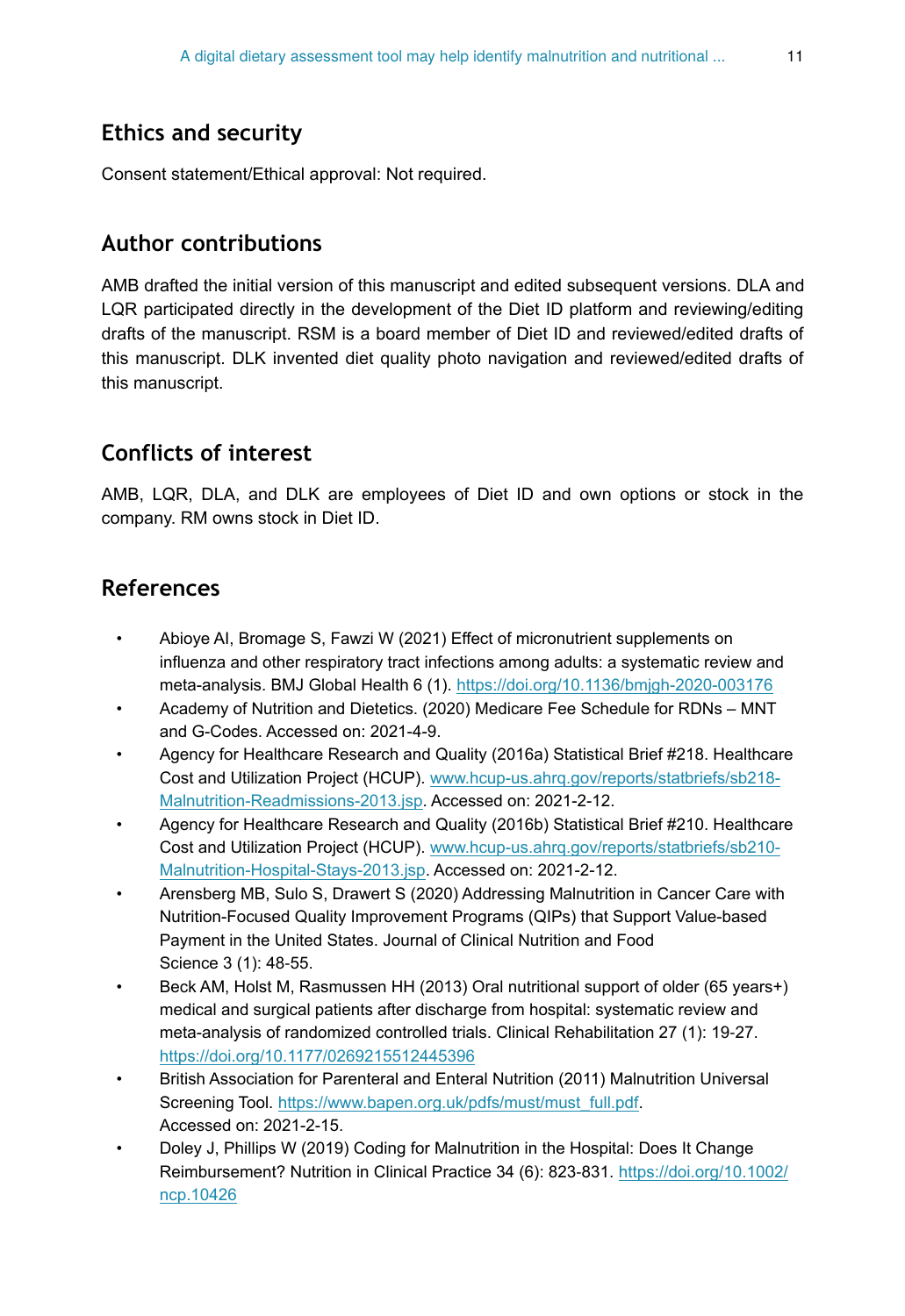## Ethics and security

Consent statement/Ethical approval: Not required.

## Author contributions

AMB drafted the initial version of this manuscript and edited subsequent versions. DLA and LQR participated directly in the development of the Diet ID platform and reviewing/editing drafts of the manuscript. RSM is a board member of Diet ID and reviewed/edited drafts of this manuscript. DLK invented diet quality photo navigation and reviewed/edited drafts of this manuscript.

## Conflicts of interest

AMB, LQR, DLA, and DLK are employees of Diet ID and own options or stock in the company. RM owns stock in Diet ID.

## References

- Abioye AI, Bromage S, Fawzi W (2021) Effect of micronutrient supplements on influenza and other respiratory tract infections among adults: a systematic review and meta-analysis. BMJ Global Health 6 (1). https://doi.org/10.1136/bmjgh-2020-003176
- Academy of Nutrition and Dietetics. (2020) Medicare Fee Schedule for RDNs – MNT and G-Codes. Accessed on: 2021-4-9.
- Agency for Healthcare Research and Quality (2016a) Statistical Brief #218. Healthcare Cost and Utilization Project (HCUP). www.hcup-us.ahrq.gov/reports/statbriefs/sb218-Malnutrition-Readmissions-2013.jsp. Accessed on: 2021-2-12.
- Agency for Healthcare Research and Quality (2016b) Statistical Brief #210. Healthcare Cost and Utilization Project (HCUP). www.hcup-us.ahrq.gov/reports/statbriefs/sb210-Malnutrition-Hospital-Stays-2013.jsp. Accessed on: 2021-2-12.
- Arensberg MB, Sulo S, Drawert S (2020) Addressing Malnutrition in Cancer Care with Nutrition-Focused Quality Improvement Programs (QIPs) that Support Value-based Payment in the United States. Journal of Clinical Nutrition and Food Science 3 (1): 48-55.
- Beck AM, Holst M, Rasmussen HH (2013) Oral nutritional support of older (65 years+) medical and surgical patients after discharge from hospital: systematic review and meta-analysis of randomized controlled trials. Clinical Rehabilitation 27 (1): 19-27. https://doi.org/10.1177/0269215512445396
- British Association for Parenteral and Enteral Nutrition (2011) Malnutrition Universal Screening Tool. https://www.bapen.org.uk/pdfs/must/must_full.pdf. Accessed on: 2021-2-15.
- Doley J, Phillips W (2019) Coding for Malnutrition in the Hospital: Does It Change Reimbursement? Nutrition in Clinical Practice 34 (6): 823-831. https://doi.org/10.1002/ncp.10426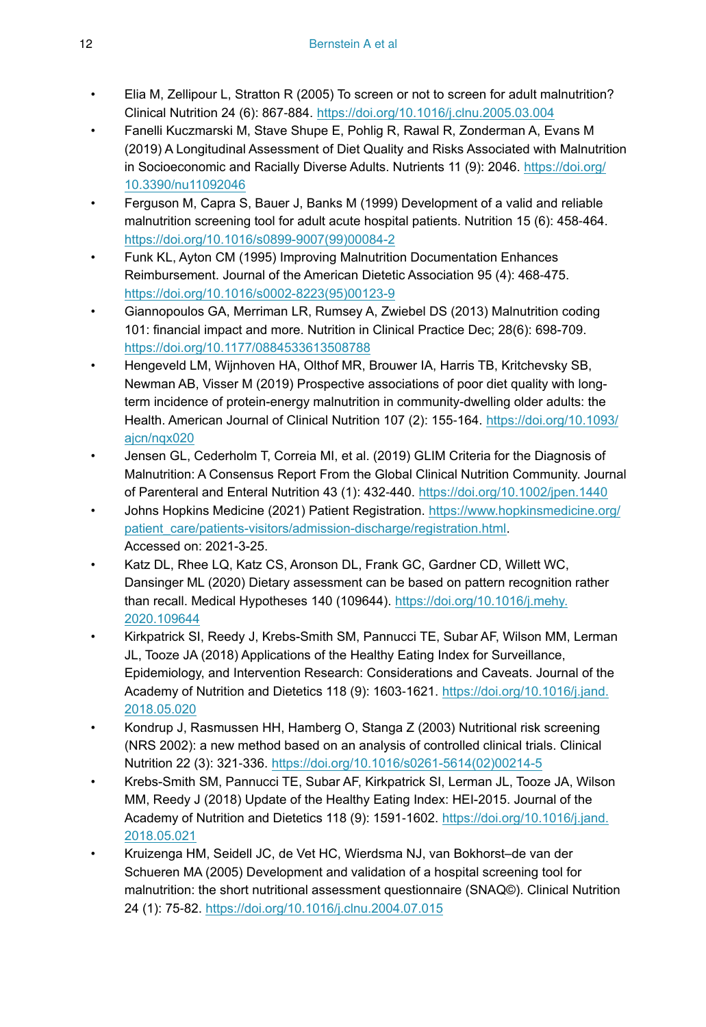- Elia M, Zellipour L, Stratton R (2005) To screen or not to screen for adult malnutrition? Clinical Nutrition 24 (6): 867-884. https://doi.org/10.1016/j.clnu.2005.03.004
- Fanelli Kuczmarski M, Stave Shupe E, Pohlig R, Rawal R, Zonderman A, Evans M (2019) A Longitudinal Assessment of Diet Quality and Risks Associated with Malnutrition in Socioeconomic and Racially Diverse Adults. Nutrients 11 (9): 2046. https://doi.org/10.3390/nu11092046
- Ferguson M, Capra S, Bauer J, Banks M (1999) Development of a valid and reliable malnutrition screening tool for adult acute hospital patients. Nutrition 15 (6): 458-464. https://doi.org/10.1016/s0899-9007(99)00084-2
- Funk KL, Ayton CM (1995) Improving Malnutrition Documentation Enhances Reimbursement. Journal of the American Dietetic Association 95 (4): 468-475. https://doi.org/10.1016/s0002-8223(95)00123-9
- Giannopoulos GA, Merriman LR, Rumsey A, Zwiebel DS (2013) Malnutrition coding 101: financial impact and more. Nutrition in Clinical Practice Dec; 28(6): 698-709. https://doi.org/10.1177/0884533613508788
- Hengeveld LM, Wijnhoven HA, Olthof MR, Brouwer IA, Harris TB, Kritchevsky SB, Newman AB, Visser M (2019) Prospective associations of poor diet quality with long-term incidence of protein-energy malnutrition in community-dwelling older adults: the Health. American Journal of Clinical Nutrition 107 (2): 155-164. https://doi.org/10.1093/ajcn/nqx020
- Jensen GL, Cederholm T, Correia MI, et al. (2019) GLIM Criteria for the Diagnosis of Malnutrition: A Consensus Report From the Global Clinical Nutrition Community. Journal of Parenteral and Enteral Nutrition 43 (1): 432-440. https://doi.org/10.1002/jpen.1440
- Johns Hopkins Medicine (2021) Patient Registration. https://www.hopkinsmedicine.org/patient_care/patients-visitors/admission-discharge/registration.html. Accessed on: 2021-3-25.
- Katz DL, Rhee LQ, Katz CS, Aronson DL, Frank GC, Gardner CD, Willett WC, Dansinger ML (2020) Dietary assessment can be based on pattern recognition rather than recall. Medical Hypotheses 140 (109644). https://doi.org/10.1016/j.mehy.2020.109644
- Kirkpatrick SI, Reedy J, Krebs-Smith SM, Pannucci TE, Subar AF, Wilson MM, Lerman JL, Tooze JA (2018) Applications of the Healthy Eating Index for Surveillance, Epidemiology, and Intervention Research: Considerations and Caveats. Journal of the Academy of Nutrition and Dietetics 118 (9): 1603-1621. https://doi.org/10.1016/j.jand.2018.05.020
- Kondrup J, Rasmussen HH, Hamberg O, Stanga Z (2003) Nutritional risk screening (NRS 2002): a new method based on an analysis of controlled clinical trials. Clinical Nutrition 22 (3): 321-336. https://doi.org/10.1016/s0261-5614(02)00214-5
- Krebs-Smith SM, Pannucci TE, Subar AF, Kirkpatrick SI, Lerman JL, Tooze JA, Wilson MM, Reedy J (2018) Update of the Healthy Eating Index: HEI-2015. Journal of the Academy of Nutrition and Dietetics 118 (9): 1591-1602. https://doi.org/10.1016/j.jand.2018.05.021
- Kruizenga HM, Seidell JC, de Vet HC, Wierdsma NJ, van Bokhorst–de van der Schueren MA (2005) Development and validation of a hospital screening tool for malnutrition: the short nutritional assessment questionnaire (SNAQ©). Clinical Nutrition 24 (1): 75-82. https://doi.org/10.1016/j.clnu.2004.07.015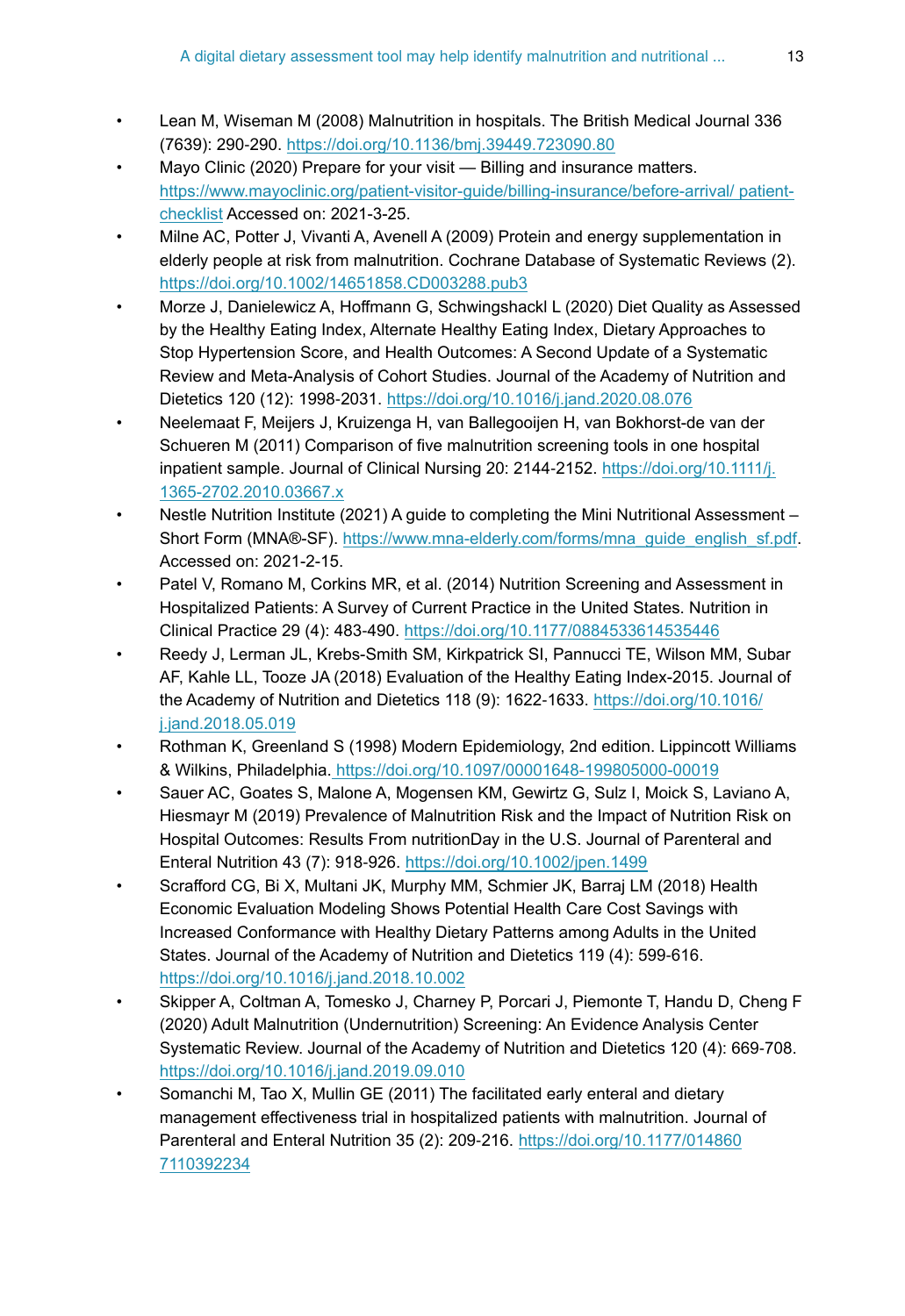- Lean M, Wiseman M (2008) Malnutrition in hospitals. The British Medical Journal 336 (7639): 290-290. https://doi.org/10.1136/bmj.39449.723090.80
- Mayo Clinic (2020) Prepare for your visit — Billing and insurance matters. https://www.mayoclinic.org/patient-visitor-guide/billing-insurance/before-arrival/ patient-checklist Accessed on: 2021-3-25.
- Milne AC, Potter J, Vivanti A, Avenell A (2009) Protein and energy supplementation in elderly people at risk from malnutrition. Cochrane Database of Systematic Reviews (2). https://doi.org/10.1002/14651858.CD003288.pub3
- Morze J, Danielewicz A, Hoffmann G, Schwingshackl L (2020) Diet Quality as Assessed by the Healthy Eating Index, Alternate Healthy Eating Index, Dietary Approaches to Stop Hypertension Score, and Health Outcomes: A Second Update of a Systematic Review and Meta-Analysis of Cohort Studies. Journal of the Academy of Nutrition and Dietetics 120 (12): 1998-2031. https://doi.org/10.1016/j.jand.2020.08.076
- Neelemaat F, Meijers J, Kruizenga H, van Ballegooijen H, van Bokhorst-de van der Schueren M (2011) Comparison of five malnutrition screening tools in one hospital inpatient sample. Journal of Clinical Nursing 20: 2144-2152. https://doi.org/10.1111/j.1365-2702.2010.03667.x
- Nestle Nutrition Institute (2021) A guide to completing the Mini Nutritional Assessment – Short Form (MNA®-SF). https://www.mna-elderly.com/forms/mna_guide_english_sf.pdf. Accessed on: 2021-2-15.
- Patel V, Romano M, Corkins MR, et al. (2014) Nutrition Screening and Assessment in Hospitalized Patients: A Survey of Current Practice in the United States. Nutrition in Clinical Practice 29 (4): 483-490. https://doi.org/10.1177/0884533614535446
- Reedy J, Lerman JL, Krebs-Smith SM, Kirkpatrick SI, Pannucci TE, Wilson MM, Subar AF, Kahle LL, Tooze JA (2018) Evaluation of the Healthy Eating Index-2015. Journal of the Academy of Nutrition and Dietetics 118 (9): 1622-1633. https://doi.org/10.1016/j.jand.2018.05.019
- Rothman K, Greenland S (1998) Modern Epidemiology, 2nd edition. Lippincott Williams & Wilkins, Philadelphia. https://doi.org/10.1097/00001648-199805000-00019
- Sauer AC, Goates S, Malone A, Mogensen KM, Gewirtz G, Sulz I, Moick S, Laviano A, Hiesmayr M (2019) Prevalence of Malnutrition Risk and the Impact of Nutrition Risk on Hospital Outcomes: Results From nutritionDay in the U.S. Journal of Parenteral and Enteral Nutrition 43 (7): 918-926. https://doi.org/10.1002/jpen.1499
- Scrafford CG, Bi X, Multani JK, Murphy MM, Schmier JK, Barraj LM (2018) Health Economic Evaluation Modeling Shows Potential Health Care Cost Savings with Increased Conformance with Healthy Dietary Patterns among Adults in the United States. Journal of the Academy of Nutrition and Dietetics 119 (4): 599-616. https://doi.org/10.1016/j.jand.2018.10.002
- Skipper A, Coltman A, Tomesko J, Charney P, Porcari J, Piemonte T, Handu D, Cheng F (2020) Adult Malnutrition (Undernutrition) Screening: An Evidence Analysis Center Systematic Review. Journal of the Academy of Nutrition and Dietetics 120 (4): 669-708. https://doi.org/10.1016/j.jand.2019.09.010
- Somanchi M, Tao X, Mullin GE (2011) The facilitated early enteral and dietary management effectiveness trial in hospitalized patients with malnutrition. Journal of Parenteral and Enteral Nutrition 35 (2): 209-216. https://doi.org/10.1177/0148607110392234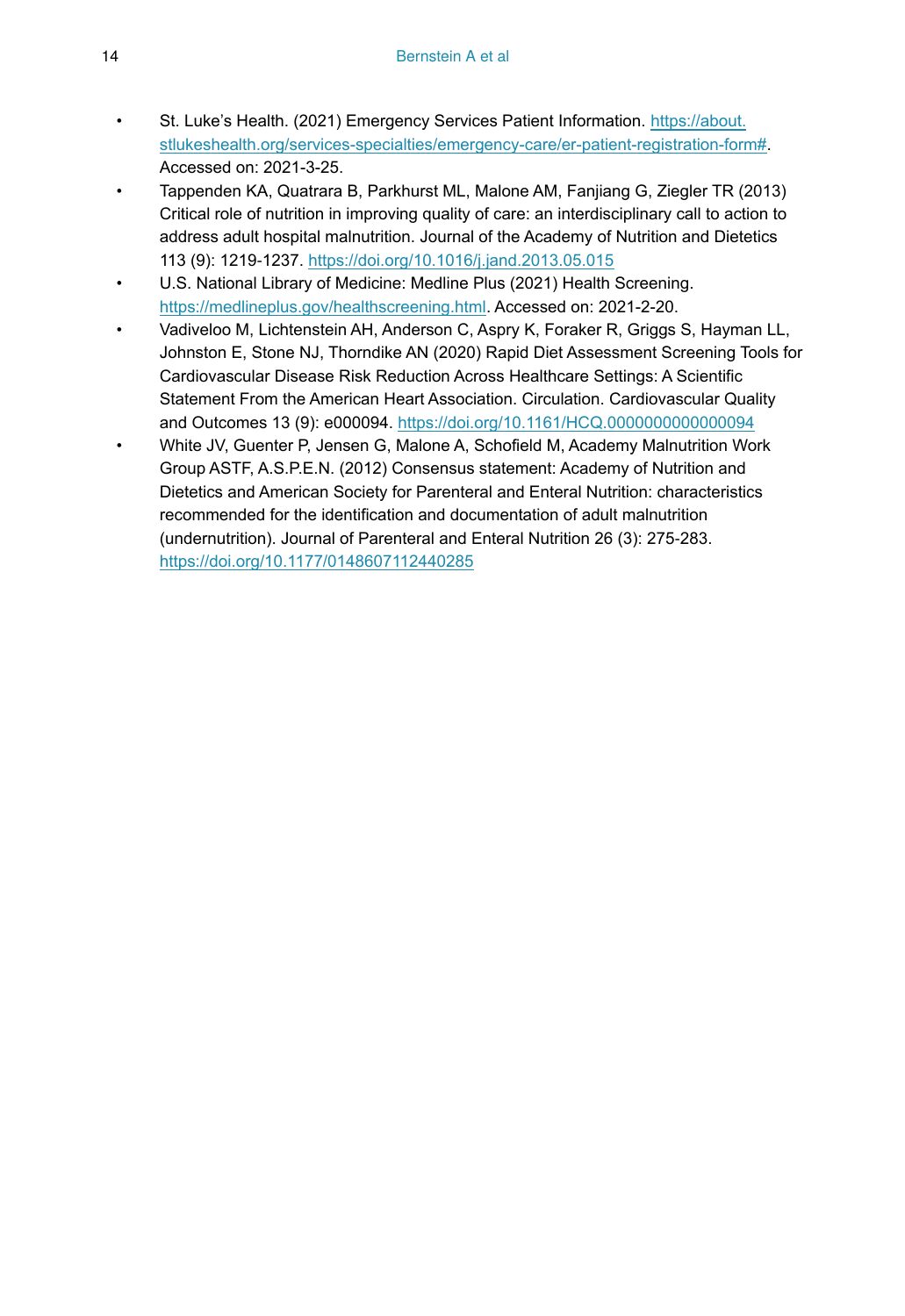- St. Luke's Health. (2021) Emergency Services Patient Information. https://about.stlukeshealth.org/services-specialties/emergency-care/er-patient-registration-form#. Accessed on: 2021-3-25.
- Tappenden KA, Quatrara B, Parkhurst ML, Malone AM, Fanjiang G, Ziegler TR (2013) Critical role of nutrition in improving quality of care: an interdisciplinary call to action to address adult hospital malnutrition. Journal of the Academy of Nutrition and Dietetics 113 (9): 1219-1237. https://doi.org/10.1016/j.jand.2013.05.015
- U.S. National Library of Medicine: Medline Plus (2021) Health Screening. https://medlineplus.gov/healthscreening.html. Accessed on: 2021-2-20.
- Vadiveloo M, Lichtenstein AH, Anderson C, Aspry K, Foraker R, Griggs S, Hayman LL, Johnston E, Stone NJ, Thorndike AN (2020) Rapid Diet Assessment Screening Tools for Cardiovascular Disease Risk Reduction Across Healthcare Settings: A Scientific Statement From the American Heart Association. Circulation. Cardiovascular Quality and Outcomes 13 (9): e000094. https://doi.org/10.1161/HCQ.0000000000000094
- White JV, Guenter P, Jensen G, Malone A, Schofield M, Academy Malnutrition Work Group ASTF, A.S.P.E.N. (2012) Consensus statement: Academy of Nutrition and Dietetics and American Society for Parenteral and Enteral Nutrition: characteristics recommended for the identification and documentation of adult malnutrition (undernutrition). Journal of Parenteral and Enteral Nutrition 26 (3): 275-283. https://doi.org/10.1177/0148607112440285